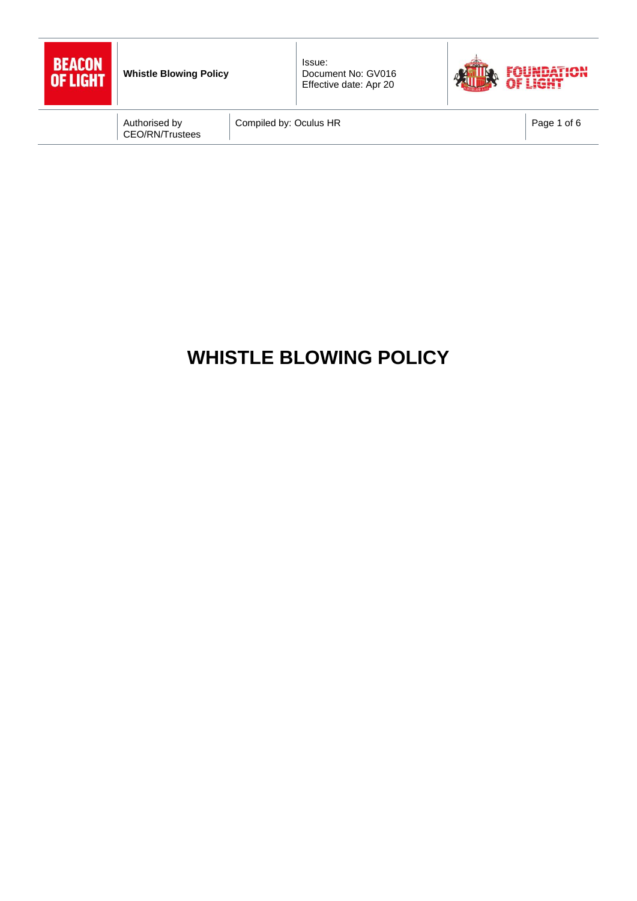# WHISTLE BLOWING POLICY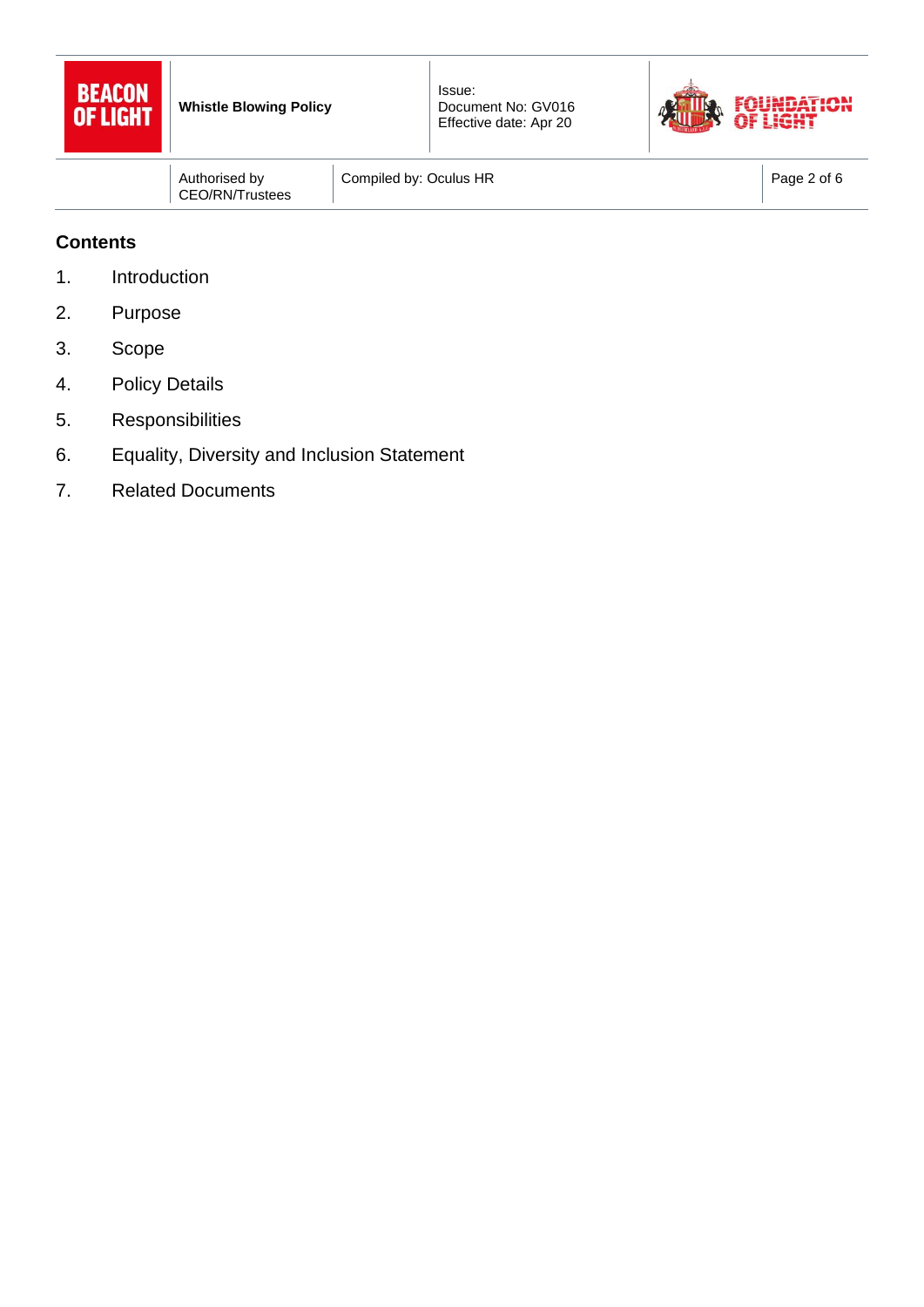## Contents

1. Introduction
2. Purpose
3. Scope
4. Policy Details
5. Responsibilities
6. Equality, Diversity and Inclusion Statement
7. Related Documents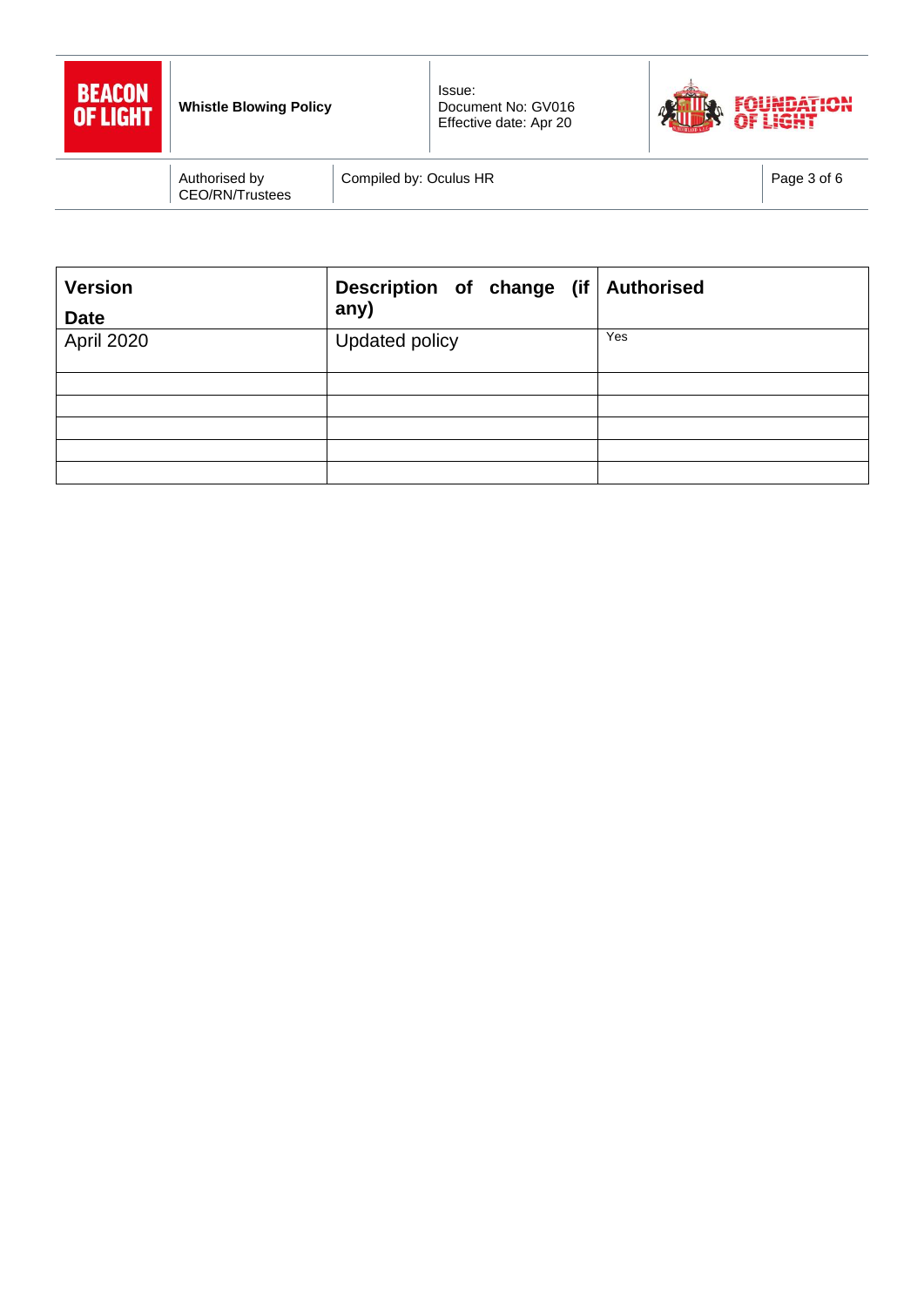| Version Date | Description of change (if any) | Authorised |
|---|---|---|
| April 2020 | Updated policy | Yes |
| | | |
| | | |
| | | |
| | | |
| | | |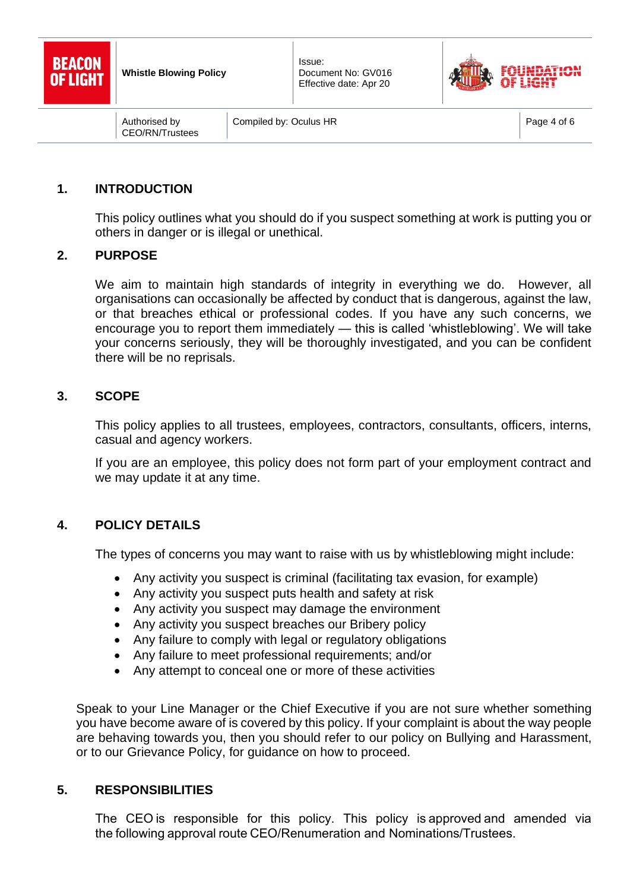## 1. INTRODUCTION

This policy outlines what you should do if you suspect something at work is putting you or others in danger or is illegal or unethical.

## 2. PURPOSE

We aim to maintain high standards of integrity in everything we do. However, all organisations can occasionally be affected by conduct that is dangerous, against the law, or that breaches ethical or professional codes. If you have any such concerns, we encourage you to report them immediately — this is called 'whistleblowing'. We will take your concerns seriously, they will be thoroughly investigated, and you can be confident there will be no reprisals.

## 3. SCOPE

This policy applies to all trustees, employees, contractors, consultants, officers, interns, casual and agency workers.

If you are an employee, this policy does not form part of your employment contract and we may update it at any time.

## 4. POLICY DETAILS

The types of concerns you may want to raise with us by whistleblowing might include:

- Any activity you suspect is criminal (facilitating tax evasion, for example)
- Any activity you suspect puts health and safety at risk
- Any activity you suspect may damage the environment
- Any activity you suspect breaches our Bribery policy
- Any failure to comply with legal or regulatory obligations
- Any failure to meet professional requirements; and/or
- Any attempt to conceal one or more of these activities

Speak to your Line Manager or the Chief Executive if you are not sure whether something you have become aware of is covered by this policy. If your complaint is about the way people are behaving towards you, then you should refer to our policy on Bullying and Harassment, or to our Grievance Policy, for guidance on how to proceed.

## 5. RESPONSIBILITIES

The CEO is responsible for this policy. This policy is approved and amended via the following approval route CEO/Renumeration and Nominations/Trustees.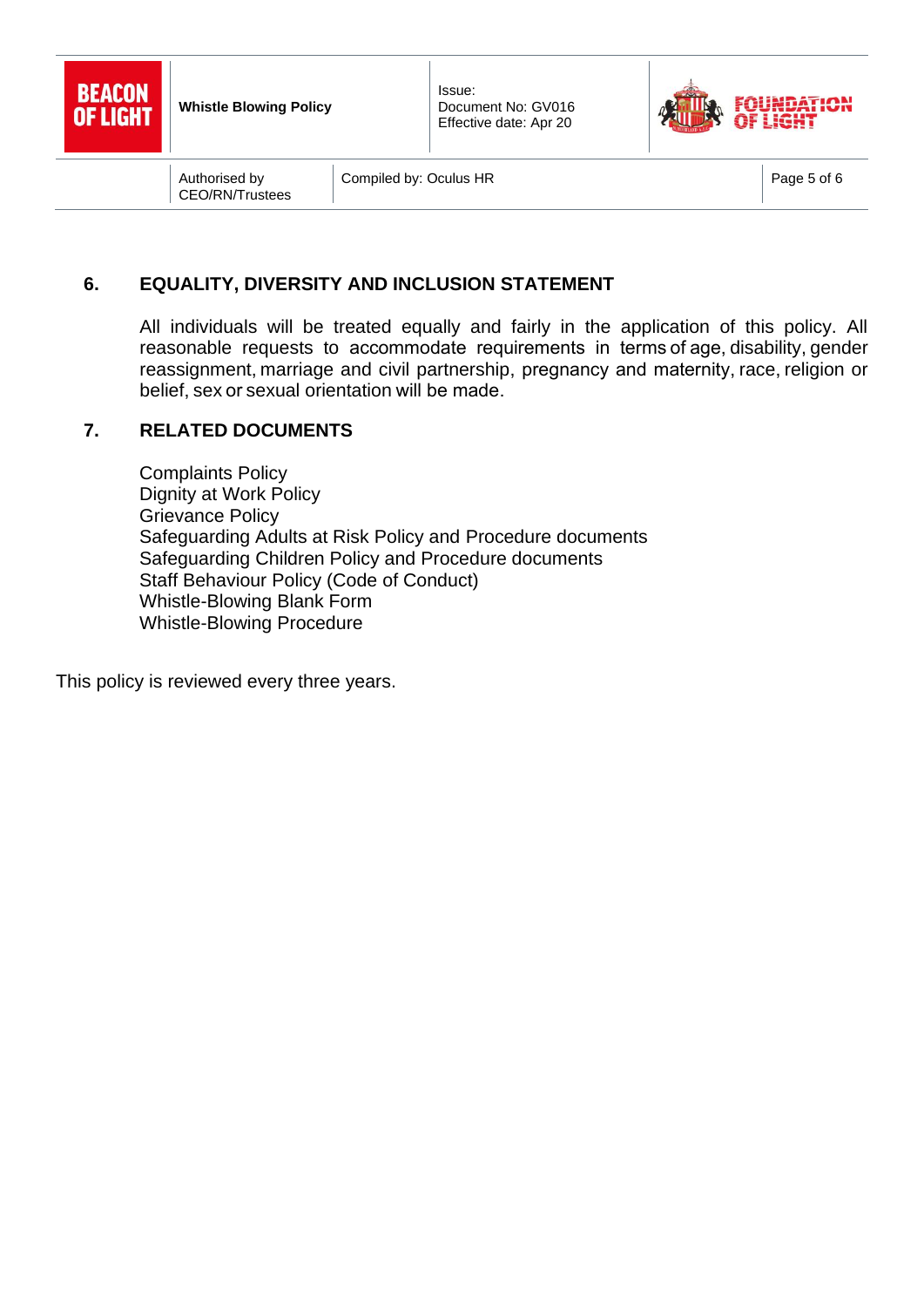## 6. EQUALITY, DIVERSITY AND INCLUSION STATEMENT

All individuals will be treated equally and fairly in the application of this policy. All reasonable requests to accommodate requirements in terms of age, disability, gender reassignment, marriage and civil partnership, pregnancy and maternity, race, religion or belief, sex or sexual orientation will be made.

## 7. RELATED DOCUMENTS

Complaints Policy
Dignity at Work Policy
Grievance Policy
Safeguarding Adults at Risk Policy and Procedure documents
Safeguarding Children Policy and Procedure documents
Staff Behaviour Policy (Code of Conduct)
Whistle-Blowing Blank Form
Whistle-Blowing Procedure

This policy is reviewed every three years.